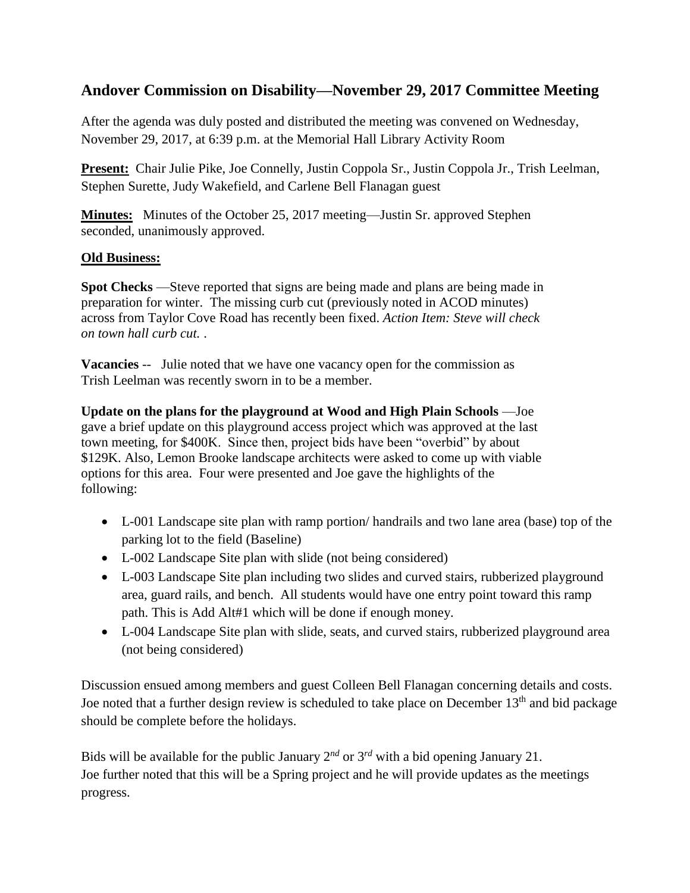## Andover Commission on Disability—November 29, 2017 Committee Meeting

After the agenda was duly posted and distributed the meeting was convened on Wednesday, November 29, 2017, at 6:39 p.m. at the Memorial Hall Library Activity Room

**Present:** Chair Julie Pike, Joe Connelly, Justin Coppola Sr., Justin Coppola Jr., Trish Leelman, Stephen Surette, Judy Wakefield, and Carlene Bell Flanagan guest

**Minutes:** Minutes of the October 25, 2017 meeting—Justin Sr. approved Stephen seconded, unanimously approved.

**Old Business:**

**Spot Checks** —Steve reported that signs are being made and plans are being made in preparation for winter. The missing curb cut (previously noted in ACOD minutes) across from Taylor Cove Road has recently been fixed. *Action Item: Steve will check on town hall curb cut.* .

**Vacancies** -- Julie noted that we have one vacancy open for the commission as Trish Leelman was recently sworn in to be a member.

**Update on the plans for the playground at Wood and High Plain Schools** —Joe gave a brief update on this playground access project which was approved at the last town meeting, for $400K. Since then, project bids have been "overbid" by about $129K. Also, Lemon Brooke landscape architects were asked to come up with viable options for this area. Four were presented and Joe gave the highlights of the following:

- L-001 Landscape site plan with ramp portion/ handrails and two lane area (base) top of the parking lot to the field (Baseline)
- L-002 Landscape Site plan with slide (not being considered)
- L-003 Landscape Site plan including two slides and curved stairs, rubberized playground area, guard rails, and bench. All students would have one entry point toward this ramp path. This is Add Alt#1 which will be done if enough money.
- L-004 Landscape Site plan with slide, seats, and curved stairs, rubberized playground area (not being considered)

Discussion ensued among members and guest Colleen Bell Flanagan concerning details and costs. Joe noted that a further design review is scheduled to take place on December 13th and bid package should be complete before the holidays.

Bids will be available for the public January 2*nd* or 3*rd* with a bid opening January 21. Joe further noted that this will be a Spring project and he will provide updates as the meetings progress.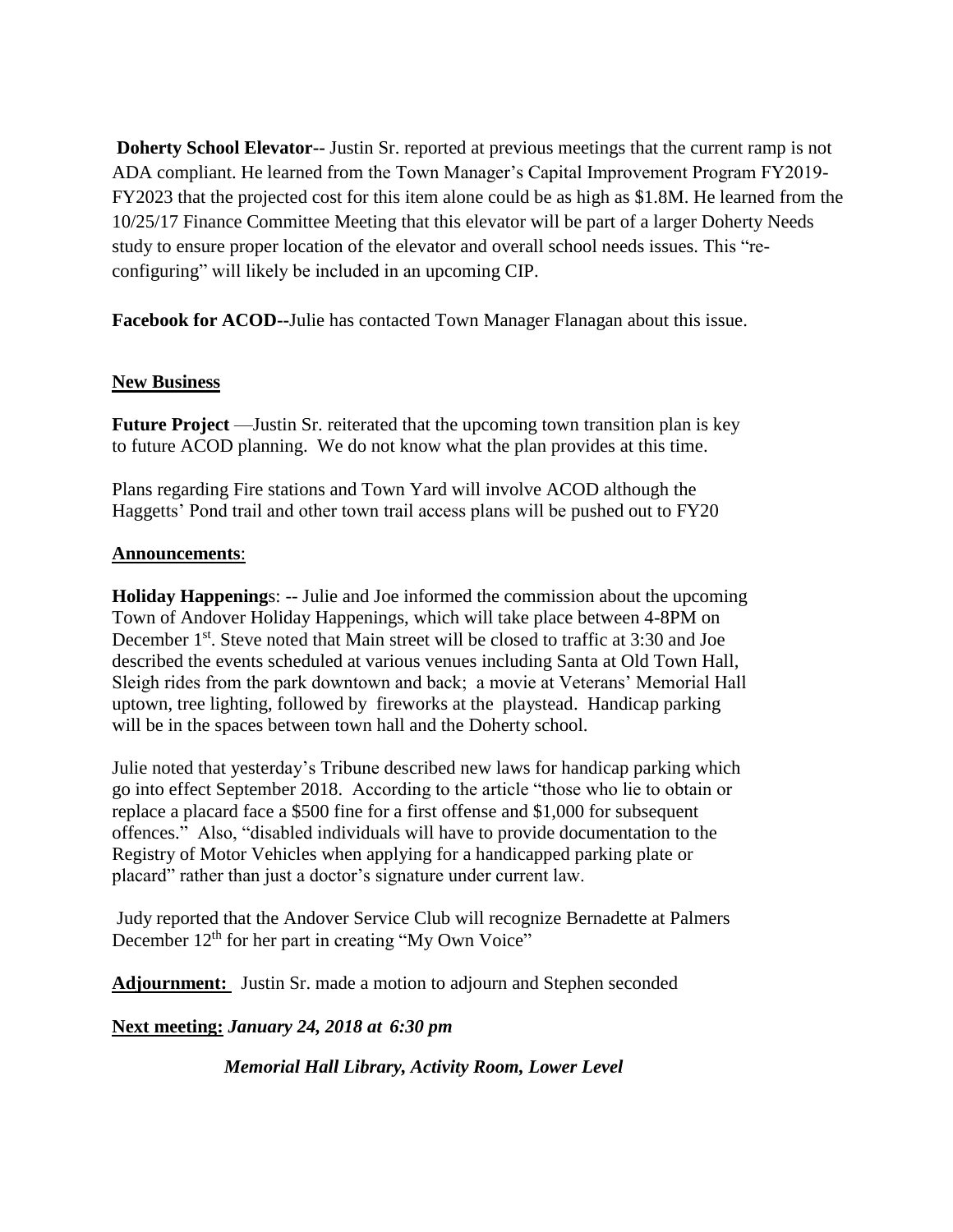**Doherty School Elevator--** Justin Sr. reported at previous meetings that the current ramp is not ADA compliant. He learned from the Town Manager's Capital Improvement Program FY2019-FY2023 that the projected cost for this item alone could be as high as $1.8M. He learned from the 10/25/17 Finance Committee Meeting that this elevator will be part of a larger Doherty Needs study to ensure proper location of the elevator and overall school needs issues. This "re-configuring" will likely be included in an upcoming CIP.

**Facebook for ACOD--**Julie has contacted Town Manager Flanagan about this issue.

## New Business

**Future Project** —Justin Sr. reiterated that the upcoming town transition plan is key to future ACOD planning. We do not know what the plan provides at this time.

Plans regarding Fire stations and Town Yard will involve ACOD although the Haggetts' Pond trail and other town trail access plans will be pushed out to FY20

## Announcements:

**Holiday Happening**s: -- Julie and Joe informed the commission about the upcoming Town of Andover Holiday Happenings, which will take place between 4-8PM on December 1st. Steve noted that Main street will be closed to traffic at 3:30 and Joe described the events scheduled at various venues including Santa at Old Town Hall, Sleigh rides from the park downtown and back; a movie at Veterans' Memorial Hall uptown, tree lighting, followed by fireworks at the playstead. Handicap parking will be in the spaces between town hall and the Doherty school.

Julie noted that yesterday's Tribune described new laws for handicap parking which go into effect September 2018. According to the article "those who lie to obtain or replace a placard face a $500 fine for a first offense and $1,000 for subsequent offences." Also, "disabled individuals will have to provide documentation to the Registry of Motor Vehicles when applying for a handicapped parking plate or placard" rather than just a doctor's signature under current law.

Judy reported that the Andover Service Club will recognize Bernadette at Palmers December 12th for her part in creating "My Own Voice"

**Adjournment:** Justin Sr. made a motion to adjourn and Stephen seconded

**Next meeting:** ***January 24, 2018 at 6:30 pm***

***Memorial Hall Library, Activity Room, Lower Level***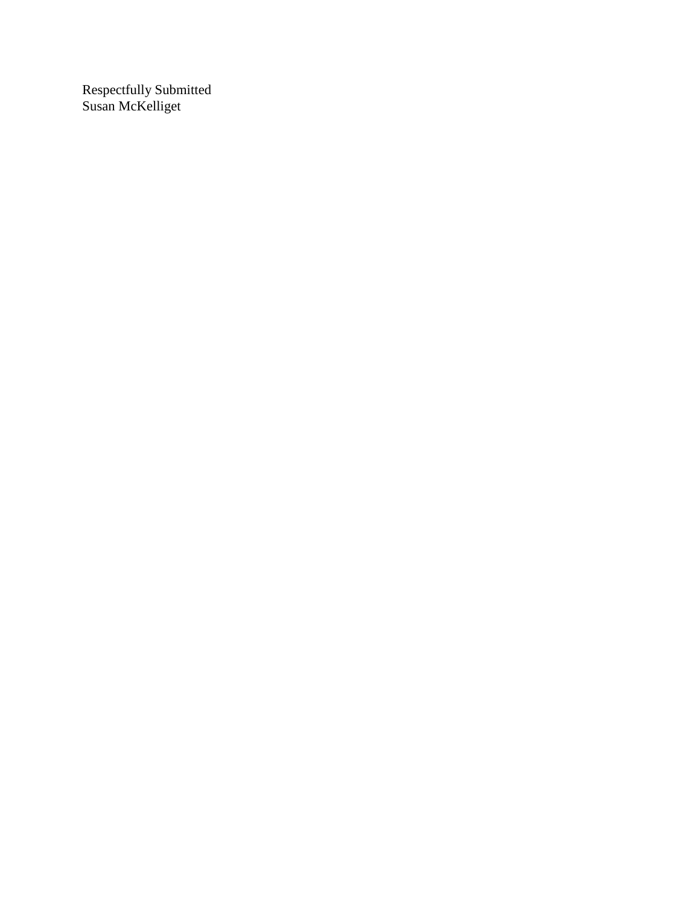Respectfully Submitted
Susan McKelliget